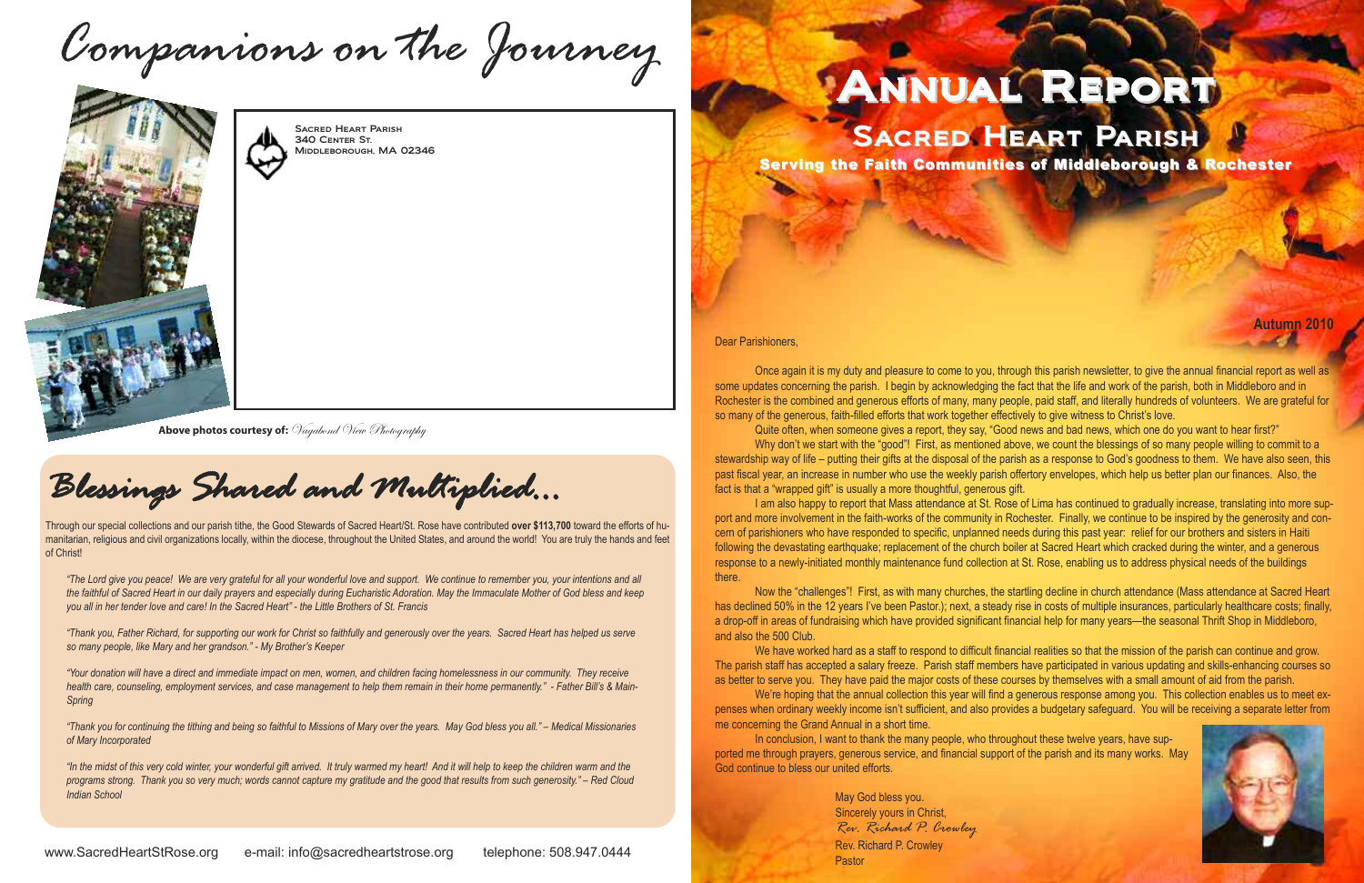# Companions on the Journey

Sacred Heart Parish
340 Center St.
Middleborough, MA 02346

**Above photos courtesy of:** *Vagabond View Photography*

## Blessings Shared and Multiplied...

Through our special collections and our parish tithe, the Good Stewards of Sacred Heart/St. Rose have contributed **over $113,700** toward the efforts of humanitarian, religious and civil organizations locally, within the diocese, throughout the United States, and around the world! You are truly the hands and feet of Christ!

*"The Lord give you peace! We are very grateful for all your wonderful love and support. We continue to remember you, your intentions and all the faithful of Sacred Heart in our daily prayers and especially during Eucharistic Adoration. May the Immaculate Mother of God bless and keep you all in her tender love and care! In the Sacred Heart" - the Little Brothers of St. Francis*

*"Thank you, Father Richard, for supporting our work for Christ so faithfully and generously over the years. Sacred Heart has helped us serve so many people, like Mary and her grandson." - My Brother's Keeper*

*"Your donation will have a direct and immediate impact on men, women, and children facing homelessness in our community. They receive health care, counseling, employment services, and case management to help them remain in their home permanently." - Father Bill's & MainSpring*

*"Thank you for continuing the tithing and being so faithful to Missions of Mary over the years. May God bless you all." – Medical Missionaries of Mary Incorporated*

*"In the midst of this very cold winter, your wonderful gift arrived. It truly warmed my heart! And it will help to keep the children warm and the programs strong. Thank you so very much; words cannot capture my gratitude and the good that results from such generosity." – Red Cloud Indian School*

www.SacredHeartStRose.org e-mail: info@sacredheartstrose.org telephone: 508.947.0444

# Annual Report

## Sacred Heart Parish

**Serving the Faith Communities of Middleborough & Rochester**

**Autumn 2010**

Dear Parishioners,

Once again it is my duty and pleasure to come to you, through this parish newsletter, to give the annual financial report as well as some updates concerning the parish. I begin by acknowledging the fact that the life and work of the parish, both in Middleboro and in Rochester is the combined and generous efforts of many, many people, paid staff, and literally hundreds of volunteers. We are grateful for so many of the generous, faith-filled efforts that work together effectively to give witness to Christ's love.

Quite often, when someone gives a report, they say, "Good news and bad news, which one do you want to hear first?"

Why don't we start with the "good"! First, as mentioned above, we count the blessings of so many people willing to commit to a stewardship way of life – putting their gifts at the disposal of the parish as a response to God's goodness to them. We have also seen, this past fiscal year, an increase in number who use the weekly parish offertory envelopes, which help us better plan our finances. Also, the fact is that a "wrapped gift" is usually a more thoughtful, generous gift.

I am also happy to report that Mass attendance at St. Rose of Lima has continued to gradually increase, translating into more support and more involvement in the faith-works of the community in Rochester. Finally, we continue to be inspired by the generosity and concern of parishioners who have responded to specific, unplanned needs during this past year: relief for our brothers and sisters in Haiti following the devastating earthquake; replacement of the church boiler at Sacred Heart which cracked during the winter, and a generous response to a newly-initiated monthly maintenance fund collection at St. Rose, enabling us to address physical needs of the buildings there.

Now the "challenges"! First, as with many churches, the startling decline in church attendance (Mass attendance at Sacred Heart has declined 50% in the 12 years I've been Pastor.); next, a steady rise in costs of multiple insurances, particularly healthcare costs; finally, a drop-off in areas of fundraising which have provided significant financial help for many years—the seasonal Thrift Shop in Middleboro, and also the 500 Club.

We have worked hard as a staff to respond to difficult financial realities so that the mission of the parish can continue and grow. The parish staff has accepted a salary freeze. Parish staff members have participated in various updating and skills-enhancing courses so as better to serve you. They have paid the major costs of these courses by themselves with a small amount of aid from the parish.

We're hoping that the annual collection this year will find a generous response among you. This collection enables us to meet expenses when ordinary weekly income isn't sufficient, and also provides a budgetary safeguard. You will be receiving a separate letter from me concerning the Grand Annual in a short time.

In conclusion, I want to thank the many people, who throughout these twelve years, have supported me through prayers, generous service, and financial support of the parish and its many works. May God continue to bless our united efforts.

May God bless you.
Sincerely yours in Christ,
*Rev. Richard P. Crowley*
Rev. Richard P. Crowley
Pastor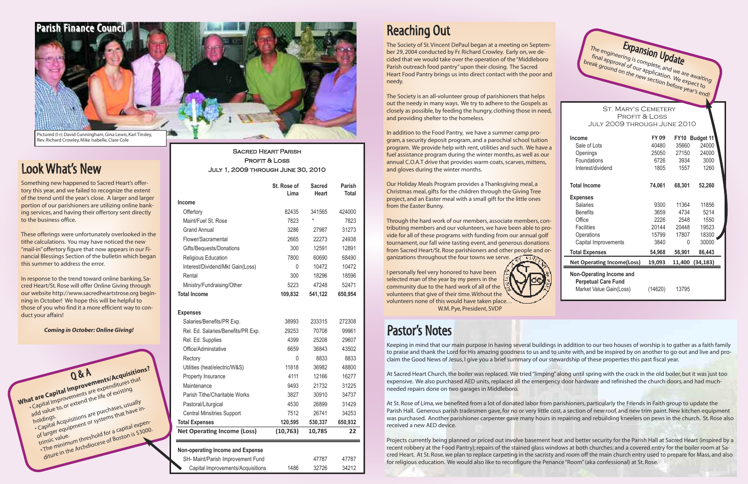## Parish Finance Council

Pictured (l-r): David Cunningham, Gina Lewis, Karl Tinsley, Rev. Richard Crowley, Mike Isabelle, Clare Cole

## Look What's New

Something new happened to Sacred Heart's offertory this year, and we failed to recognize the extent of the trend until the year's close. A larger and larger portion of our parishioners are utilizing online banking services, and having their offertory sent directly to the business office.

These offerings were unfortunately overlooked in the tithe calculations. You may have noticed the new "mail-in" offertory figure that now appears in our Financial Blessings Section of the bulletin which began this summer to address the error.

In response to the trend toward online banking, Sacred Heart/St. Rose will offer Online Giving through our website http://www.sacredheartstrose.org beginning in October! We hope this will be helpful to those of you who find it a more efficient way to conduct your affairs!

***Coming in October: Online Giving!***

### Q & A

**What are Capital Improvements/Acquisitions?**

- Capital Improvements are expenditures that add value to, or extend the life of existing holdings.
- Capital Acquisitions are purchases, usually of larger equipment or systems that have intrinsic value.
- The minimum threshold for a capital expenditure in the Archdiocese of Boston is $3000.

### Sacred Heart Parish Profit & Loss
### July 1, 2009 through June 30, 2010

| | St. Rose of Lima | Sacred Heart | Parish Total |
|---|---|---|---|
| **Income** | | | |
| Offertory | 82435 | 341565 | 424000 |
| Maint/Fuel St. Rose | 7823 | * | 7823 |
| Grand Annual | 3286 | 27987 | 31273 |
| Flower/Sacramental | 2665 | 22273 | 24938 |
| Gifts/Bequests/Donations | 300 | 12591 | 12891 |
| Religious Education | 7800 | 60690 | 68490 |
| Interest/Dividend/Mkt Gain(Loss) | 0 | 10472 | 10472 |
| Rental | 300 | 18296 | 18596 |
| Ministry/Fundraising/Other | 5223 | 47248 | 52471 |
| **Total Income** | **109,832** | **541,122** | **650,954** |
| **Expenses** | | | |
| Salaries/Benefits/PR Exp. | 38993 | 233315 | 272308 |
| Rel. Ed. Salaries/Benefits/PR Exp. | 29253 | 70708 | 99961 |
| Rel. Ed. Supplies | 4399 | 25208 | 29607 |
| Office/Adminstative | 6659 | 36843 | 43502 |
| Rectory | 0 | 8833 | 8833 |
| Utilities (heat/electric/W&S) | 11818 | 36982 | 48800 |
| Property Insurance | 4111 | 12166 | 16277 |
| Maintenance | 9493 | 21732 | 31225 |
| Parish Tithe/Charitable Works | 3827 | 30910 | 34737 |
| Pastoral/Liturgical | 4530 | 26899 | 31429 |
| Central Minsitries Support | 7512 | 26741 | 34253 |
| **Total Expenses** | **120,595** | **530,337** | **650,932** |
| **Net Operating Income (Loss)** | **(10,763)** | **10,785** | **22** |
| **Non-operating Income and Expense** | | | |
| SH- Maint/Parish Improvement Fund | | 47787 | 47787 |
| Capital Improvements/Acquisitions | 1486 | 32726 | 34212 |

## Reaching Out

The Society of St. Vincent DePaul began at a meeting on September 29, 2004 conducted by Fr. Richard Crowley. Early on, we decided that we would take over the operation of the "Middleboro Parish outreach food pantry" upon their closing. The Sacred Heart Food Pantry brings us into direct contact with the poor and needy.

The Society is an all-volunteer group of parishioners that helps out the needy in many ways. We try to adhere to the Gospels as closely as possible, by feeding the hungry, clothing those in need, and providing shelter to the homeless.

In addition to the Food Pantry, we have a summer camp program, a security deposit program, and a parochial school tuition program. We provide help with rent, utilities and such. We have a fuel assistance program during the winter months, as well as our annual C.O.A.T drive that provides warm coats, scarves, mittens, and gloves during the winter months.

Our Holiday Meals Program provides a Thanksgiving meal, a Christmas meal, gifts for the children through the Giving Tree project, and an Easter meal with a small gift for the little ones from the Easter Bunny.

Through the hard work of our members, associate members, contributing members and our volunteers, we have been able to provide for all of these programs with funding from our annual golf tournament, our fall wine tasting event, and generous donations from Sacred Heart/St. Rose parishioners and other people and organizations throughout the four towns we serve.

I personally feel very honored to have been selected man of the year by my peers in the community due to the hard work of all of the volunteers that give of their time. Without the volunteers none of this would have taken place…

W.M. Pye, President, SVDP

## Expansion Update

The engineering is complete, and we are awaiting final approval of our application. We expect to break ground on the new section before year's end!

### St. Mary's Cemetery Profit & Loss
### July 2009 through June 2010

| | FY 09 | FY10 | Budget 11 |
|---|---|---|---|
| **Income** | | | |
| Sale of Lots | 40480 | 35660 | 24000 |
| Openings | 25050 | 27150 | 24000 |
| Foundations | 6726 | 3934 | 3000 |
| Interest/dividend | 1805 | 1557 | 1260 |
| **Total Income** | **74,061** | **68,301** | **52,260** |
| **Expenses** | | | |
| Salaries | 9300 | 11364 | 11856 |
| Benefits | 3659 | 4734 | 5214 |
| Office | 2226 | 2548 | 1550 |
| Facilities | 20144 | 20448 | 19523 |
| Operations | 15799 | 17807 | 18300 |
| Capital Improvements | 3840 | 0 | 30000 |
| **Total Expenses** | **54,968** | **56,901** | **86,443** |
| **Net Operating Income(Loss)** | **19,093** | **11,400** | **(34,183)** |
| **Non-Operating Income and Perpetual Care Fund** | | | |
| Market Value Gain(Loss) | (14620) | 13795 | |

## Pastor's Notes

Keeping in mind that our main purpose in having several buildings in addition to our two houses of worship is to gather as a faith family to praise and thank the Lord for His amazing goodness to us and to unite with, and be inspired by one another to go out and live and proclaim the Good News of Jesus, I give you a brief summary of our stewardship of these properties this past fiscal year.

At Sacred Heart Church, the boiler was replaced. We tried "limping" along until spring with the crack in the old boiler, but it was just too expensive. We also purchased AED units, replaced all the emergency door hardware and refinished the church doors, and had much-needed repairs done on two garages in Middleboro.

At St. Rose of Lima, we benefited from a lot of donated labor from parishioners, particularly the Friends in Faith group to update the Parish Hall. Generous parish tradesmen gave, for no or very little cost, a section of new roof, and new trim paint. New kitchen equipment was purchased. Another parishioner carpenter gave many hours in repairing and rebuilding kneelers on pews in the church. St. Rose also received a new AED device.

Projects currently being planned or priced out involve basement heat and better security for the Parish Hall at Sacred Heart (inspired by a recent robbery at the Food Pantry); repairs of the stained glass windows at both churches; and a covered entry for the boiler room at Sacred Heart. At St. Rose, we plan to replace carpeting in the sacristy and room off the main church entry used to prepare for Mass, and also for religious education. We would also like to reconfigure the Penance "Room" (aka confessional) at St. Rose.